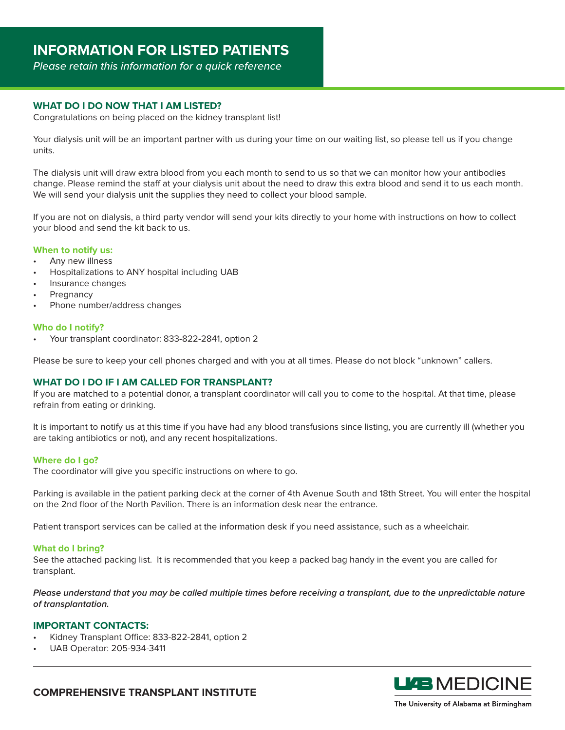# INFORMATION FOR LISTED PATIENTS

*Please retain this information for a quick reference*

## WHAT DO I DO NOW THAT I AM LISTED?

Congratulations on being placed on the kidney transplant list!

Your dialysis unit will be an important partner with us during your time on our waiting list, so please tell us if you change units.

The dialysis unit will draw extra blood from you each month to send to us so that we can monitor how your antibodies change. Please remind the staff at your dialysis unit about the need to draw this extra blood and send it to us each month. We will send your dialysis unit the supplies they need to collect your blood sample.

If you are not on dialysis, a third party vendor will send your kits directly to your home with instructions on how to collect your blood and send the kit back to us.

### When to notify us:

- Any new illness
- Hospitalizations to ANY hospital including UAB
- Insurance changes
- Pregnancy
- Phone number/address changes

### Who do I notify?

- Your transplant coordinator: 833-822-2841, option 2

Please be sure to keep your cell phones charged and with you at all times. Please do not block "unknown" callers.

## WHAT DO I DO IF I AM CALLED FOR TRANSPLANT?

If you are matched to a potential donor, a transplant coordinator will call you to come to the hospital. At that time, please refrain from eating or drinking.

It is important to notify us at this time if you have had any blood transfusions since listing, you are currently ill (whether you are taking antibiotics or not), and any recent hospitalizations.

### Where do I go?

The coordinator will give you specific instructions on where to go.

Parking is available in the patient parking deck at the corner of 4th Avenue South and 18th Street. You will enter the hospital on the 2nd floor of the North Pavilion. There is an information desk near the entrance.

Patient transport services can be called at the information desk if you need assistance, such as a wheelchair.

### What do I bring?

See the attached packing list. It is recommended that you keep a packed bag handy in the event you are called for transplant.

***Please understand that you may be called multiple times before receiving a transplant, due to the unpredictable nature of transplantation.***

## IMPORTANT CONTACTS:

- Kidney Transplant Office: 833-822-2841, option 2
- UAB Operator: 205-934-3411

**COMPREHENSIVE TRANSPLANT INSTITUTE**

UAB MEDICINE
The University of Alabama at Birmingham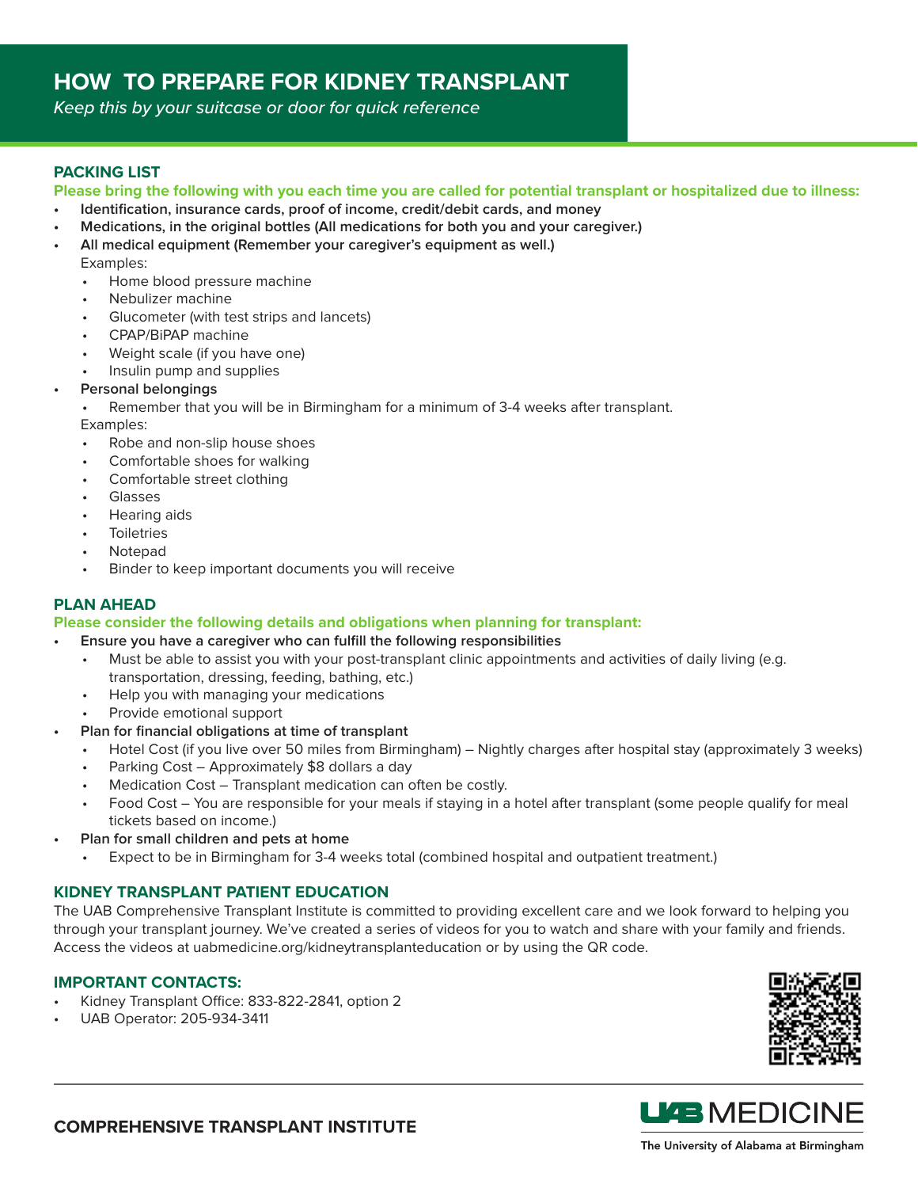# HOW TO PREPARE FOR KIDNEY TRANSPLANT

*Keep this by your suitcase or door for quick reference*

## PACKING LIST

**Please bring the following with you each time you are called for potential transplant or hospitalized due to illness:**

- **Identification, insurance cards, proof of income, credit/debit cards, and money**
- **Medications, in the original bottles (All medications for both you and your caregiver.)**
- **All medical equipment (Remember your caregiver's equipment as well.)**

  Examples:
  - Home blood pressure machine
  - Nebulizer machine
  - Glucometer (with test strips and lancets)
  - CPAP/BiPAP machine
  - Weight scale (if you have one)
  - Insulin pump and supplies
- **Personal belongings**
  - Remember that you will be in Birmingham for a minimum of 3-4 weeks after transplant.

  Examples:
  - Robe and non-slip house shoes
  - Comfortable shoes for walking
  - Comfortable street clothing
  - Glasses
  - Hearing aids
  - Toiletries
  - Notepad
  - Binder to keep important documents you will receive

## PLAN AHEAD

**Please consider the following details and obligations when planning for transplant:**

- **Ensure you have a caregiver who can fulfill the following responsibilities**
  - Must be able to assist you with your post-transplant clinic appointments and activities of daily living (e.g. transportation, dressing, feeding, bathing, etc.)
  - Help you with managing your medications
  - Provide emotional support
- **Plan for financial obligations at time of transplant**
  - Hotel Cost (if you live over 50 miles from Birmingham) – Nightly charges after hospital stay (approximately 3 weeks)
  - Parking Cost – Approximately $8 dollars a day
  - Medication Cost – Transplant medication can often be costly.
  - Food Cost – You are responsible for your meals if staying in a hotel after transplant (some people qualify for meal tickets based on income.)
- **Plan for small children and pets at home**
  - Expect to be in Birmingham for 3-4 weeks total (combined hospital and outpatient treatment.)

## KIDNEY TRANSPLANT PATIENT EDUCATION

The UAB Comprehensive Transplant Institute is committed to providing excellent care and we look forward to helping you through your transplant journey. We've created a series of videos for you to watch and share with your family and friends. Access the videos at uabmedicine.org/kidneytransplanteducation or by using the QR code.

## IMPORTANT CONTACTS:

- Kidney Transplant Office: 833-822-2841, option 2
- UAB Operator: 205-934-3411

**COMPREHENSIVE TRANSPLANT INSTITUTE**

UAB MEDICINE

The University of Alabama at Birmingham